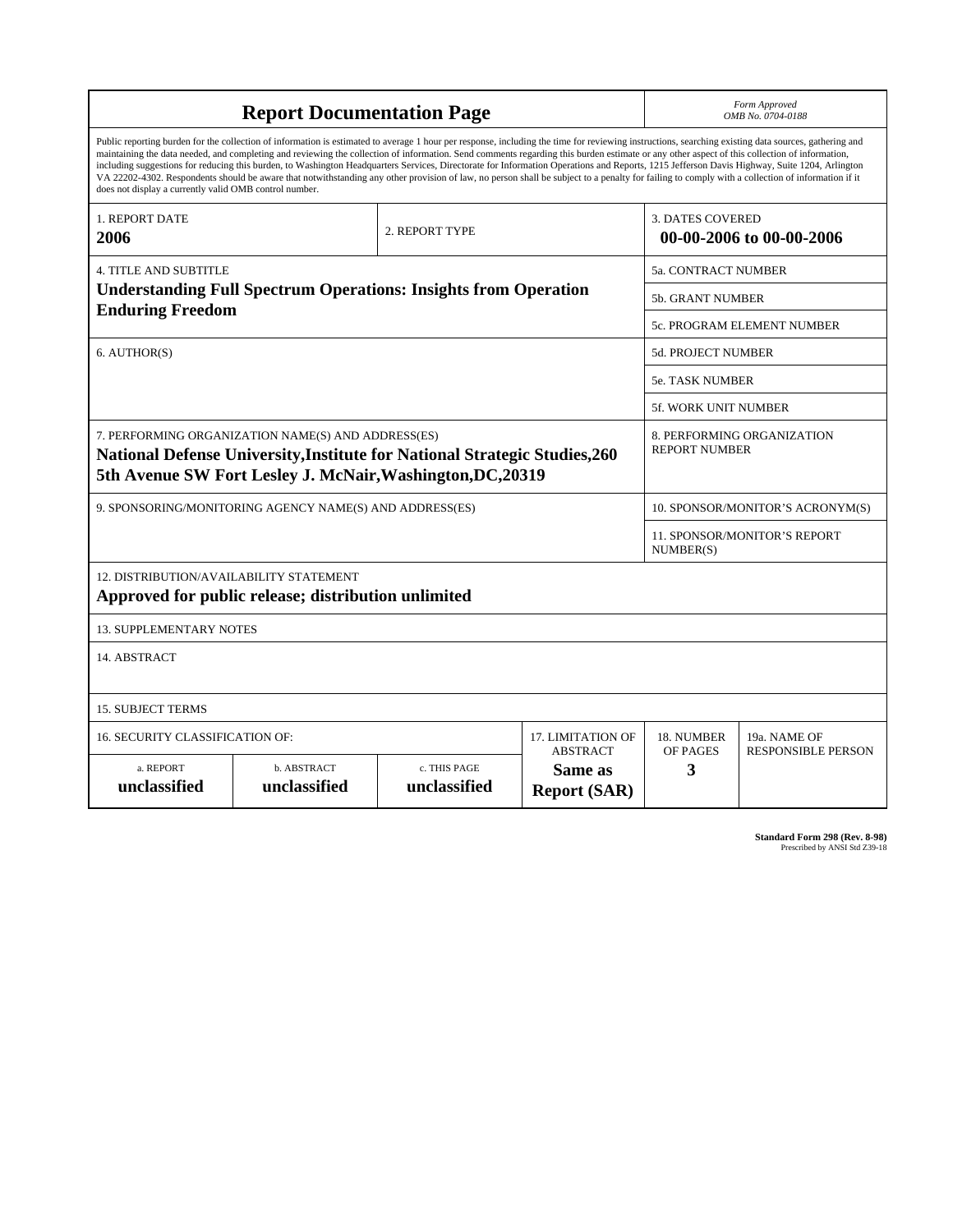# Report Documentation Page

*Form Approved*
*OMB No. 0704-0188*

Public reporting burden for the collection of information is estimated to average 1 hour per response, including the time for reviewing instructions, searching existing data sources, gathering and maintaining the data needed, and completing and reviewing the collection of information. Send comments regarding this burden estimate or any other aspect of this collection of information, including suggestions for reducing this burden, to Washington Headquarters Services, Directorate for Information Operations and Reports, 1215 Jefferson Davis Highway, Suite 1204, Arlington VA 22202-4302. Respondents should be aware that notwithstanding any other provision of law, no person shall be subject to a penalty for failing to comply with a collection of information if it does not display a currently valid OMB control number.

| | | |
|---|---|---|
| 1. REPORT DATE **2006** | 2. REPORT TYPE | 3. DATES COVERED **00-00-2006 to 00-00-2006** |

| | |
|---|---|
| 4. TITLE AND SUBTITLE **Understanding Full Spectrum Operations: Insights from Operation Enduring Freedom** | 5a. CONTRACT NUMBER |
| | 5b. GRANT NUMBER |
| | 5c. PROGRAM ELEMENT NUMBER |
| 6. AUTHOR(S) | 5d. PROJECT NUMBER |
| | 5e. TASK NUMBER |
| | 5f. WORK UNIT NUMBER |
| 7. PERFORMING ORGANIZATION NAME(S) AND ADDRESS(ES) **National Defense University,Institute for National Strategic Studies,260 5th Avenue SW Fort Lesley J. McNair,Washington,DC,20319** | 8. PERFORMING ORGANIZATION REPORT NUMBER |
| 9. SPONSORING/MONITORING AGENCY NAME(S) AND ADDRESS(ES) | 10. SPONSOR/MONITOR'S ACRONYM(S) |
| | 11. SPONSOR/MONITOR'S REPORT NUMBER(S) |

12. DISTRIBUTION/AVAILABILITY STATEMENT
**Approved for public release; distribution unlimited**

13. SUPPLEMENTARY NOTES

14. ABSTRACT

15. SUBJECT TERMS

| 16. SECURITY CLASSIFICATION OF: | | | 17. LIMITATION OF ABSTRACT | 18. NUMBER OF PAGES | 19a. NAME OF RESPONSIBLE PERSON |
|---|---|---|---|---|---|
| a. REPORT **unclassified** | b. ABSTRACT **unclassified** | c. THIS PAGE **unclassified** | **Same as Report (SAR)** | **3** | |

**Standard Form 298 (Rev. 8-98)**
Prescribed by ANSI Std Z39-18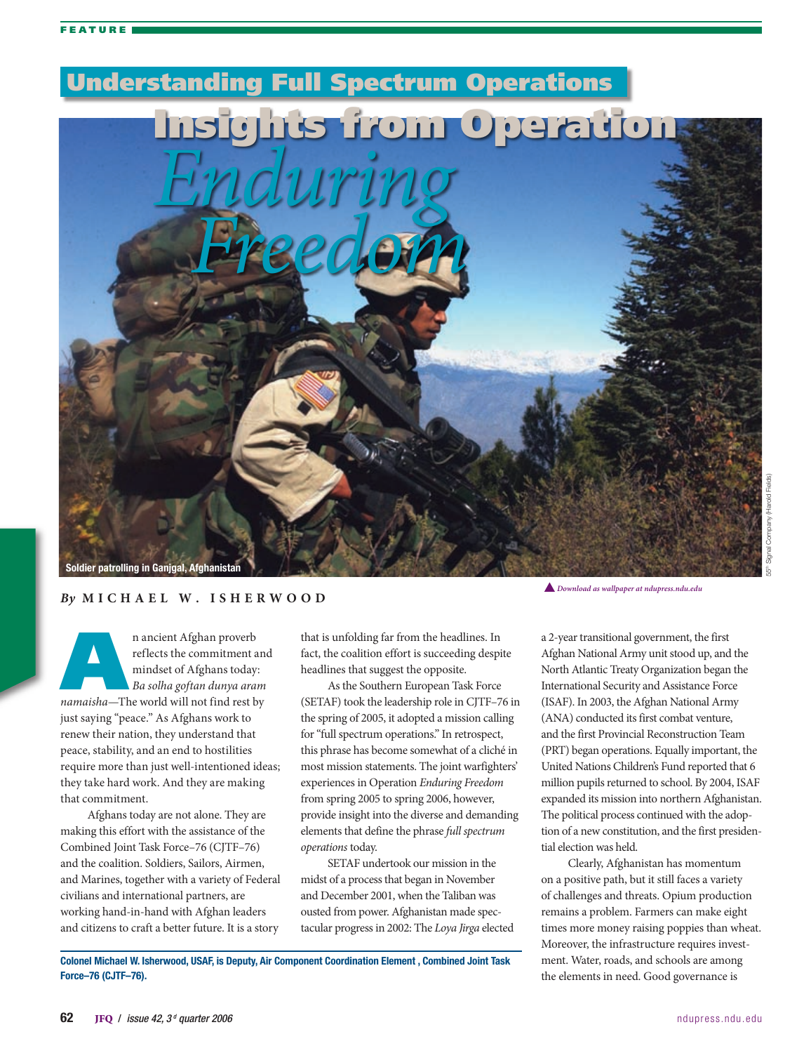FEATURE

# Understanding Full Spectrum Operations

## Insights from Operation *Enduring Freedom*

Soldier patrolling in Ganjgal, Afghanistan

55th Signal Company (Harold Fields)

Download as wallpaper at ndupress.ndu.edu

By MICHAEL W. ISHERWOOD

An ancient Afghan proverb reflects the commitment and mindset of Afghans today: *Ba solha goftan dunya aram namaisha*—The world will not find rest by just saying "peace." As Afghans work to renew their nation, they understand that peace, stability, and an end to hostilities require more than just well-intentioned ideas; they take hard work. And they are making that commitment.

Afghans today are not alone. They are making this effort with the assistance of the Combined Joint Task Force–76 (CJTF–76) and the coalition. Soldiers, Sailors, Airmen, and Marines, together with a variety of Federal civilians and international partners, are working hand-in-hand with Afghan leaders and citizens to craft a better future. It is a story that is unfolding far from the headlines. In fact, the coalition effort is succeeding despite headlines that suggest the opposite.

As the Southern European Task Force (SETAF) took the leadership role in CJTF–76 in the spring of 2005, it adopted a mission calling for "full spectrum operations." In retrospect, this phrase has become somewhat of a cliché in most mission statements. The joint warfighters' experiences in Operation *Enduring Freedom* from spring 2005 to spring 2006, however, provide insight into the diverse and demanding elements that define the phrase *full spectrum operations* today.

SETAF undertook our mission in the midst of a process that began in November and December 2001, when the Taliban was ousted from power. Afghanistan made spectacular progress in 2002: The *Loya Jirga* elected a 2-year transitional government, the first Afghan National Army unit stood up, and the North Atlantic Treaty Organization began the International Security and Assistance Force (ISAF). In 2003, the Afghan National Army (ANA) conducted its first combat venture, and the first Provincial Reconstruction Team (PRT) began operations. Equally important, the United Nations Children's Fund reported that 6 million pupils returned to school. By 2004, ISAF expanded its mission into northern Afghanistan. The political process continued with the adoption of a new constitution, and the first presidential election was held.

Clearly, Afghanistan has momentum on a positive path, but it still faces a variety of challenges and threats. Opium production remains a problem. Farmers can make eight times more money raising poppies than wheat. Moreover, the infrastructure requires investment. Water, roads, and schools are among the elements in need. Good governance is

**Colonel Michael W. Isherwood, USAF, is Deputy, Air Component Coordination Element, Combined Joint Task Force–76 (CJTF–76).**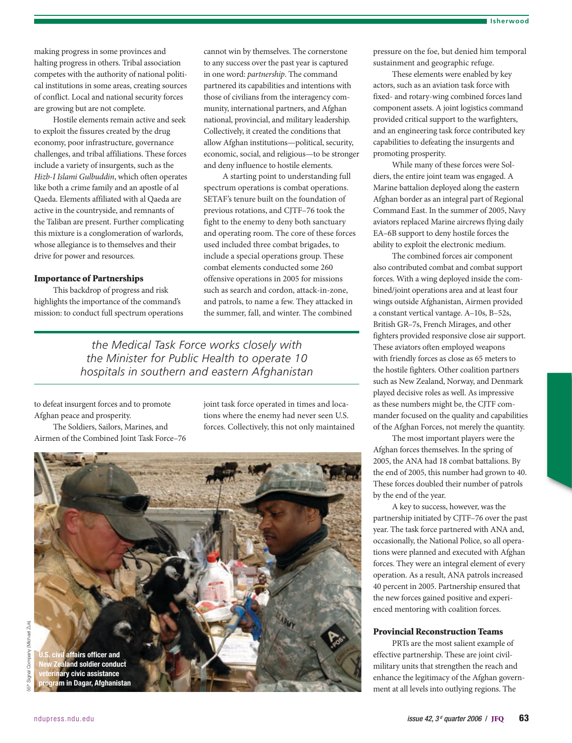making progress in some provinces and halting progress in others. Tribal association competes with the authority of national political institutions in some areas, creating sources of conflict. Local and national security forces are growing but are not complete.

Hostile elements remain active and seek to exploit the fissures created by the drug economy, poor infrastructure, governance challenges, and tribal affiliations. These forces include a variety of insurgents, such as the *Hizb-I Islami Gulbuddin*, which often operates like both a crime family and an apostle of al Qaeda. Elements affiliated with al Qaeda are active in the countryside, and remnants of the Taliban are present. Further complicating this mixture is a conglomeration of warlords, whose allegiance is to themselves and their drive for power and resources.

### Importance of Partnerships

This backdrop of progress and risk highlights the importance of the command's mission: to conduct full spectrum operations to defeat insurgent forces and to promote Afghan peace and prosperity.

The Soldiers, Sailors, Marines, and Airmen of the Combined Joint Task Force–76 cannot win by themselves. The cornerstone to any success over the past year is captured in one word: *partnership*. The command partnered its capabilities and intentions with those of civilians from the interagency community, international partners, and Afghan national, provincial, and military leadership. Collectively, it created the conditions that allow Afghan institutions—political, security, economic, social, and religious—to be stronger and deny influence to hostile elements.

A starting point to understanding full spectrum operations is combat operations. SETAF's tenure built on the foundation of previous rotations, and CJTF–76 took the fight to the enemy to deny both sanctuary and operating room. The core of these forces used included three combat brigades, to include a special operations group. These combat elements conducted some 260 offensive operations in 2005 for missions such as search and cordon, attack-in-zone, and patrols, to name a few. They attacked in the summer, fall, and winter. The combined joint task force operated in times and locations where the enemy had never seen U.S. forces. Collectively, this not only maintained pressure on the foe, but denied him temporal sustainment and geographic refuge.

*the Medical Task Force works closely with the Minister for Public Health to operate 10 hospitals in southern and eastern Afghanistan*

U.S. civil affairs officer and New Zealand soldier conduct veterinary civic assistance program in Dagar, Afghanistan

55th Signal Company (Michael Zuk)

These elements were enabled by key actors, such as an aviation task force with fixed- and rotary-wing combined forces land component assets. A joint logistics command provided critical support to the warfighters, and an engineering task force contributed key capabilities to defeating the insurgents and promoting prosperity.

While many of these forces were Soldiers, the entire joint team was engaged. A Marine battalion deployed along the eastern Afghan border as an integral part of Regional Command East. In the summer of 2005, Navy aviators replaced Marine aircrews flying daily EA–6B support to deny hostile forces the ability to exploit the electronic medium.

The combined forces air component also contributed combat and combat support forces. With a wing deployed inside the combined/joint operations area and at least four wings outside Afghanistan, Airmen provided a constant vertical vantage. A–10s, B–52s, British GR–7s, French Mirages, and other fighters provided responsive close air support. These aviators often employed weapons with friendly forces as close as 65 meters to the hostile fighters. Other coalition partners such as New Zealand, Norway, and Denmark played decisive roles as well. As impressive as these numbers might be, the CJTF commander focused on the quality and capabilities of the Afghan Forces, not merely the quantity.

The most important players were the Afghan forces themselves. In the spring of 2005, the ANA had 18 combat battalions. By the end of 2005, this number had grown to 40. These forces doubled their number of patrols by the end of the year.

A key to success, however, was the partnership initiated by CJTF–76 over the past year. The task force partnered with ANA and, occasionally, the National Police, so all operations were planned and executed with Afghan forces. They were an integral element of every operation. As a result, ANA patrols increased 40 percent in 2005. Partnership ensured that the new forces gained positive and experienced mentoring with coalition forces.

### Provincial Reconstruction Teams

PRTs are the most salient example of effective partnership. These are joint civil-military units that strengthen the reach and enhance the legitimacy of the Afghan government at all levels into outlying regions. The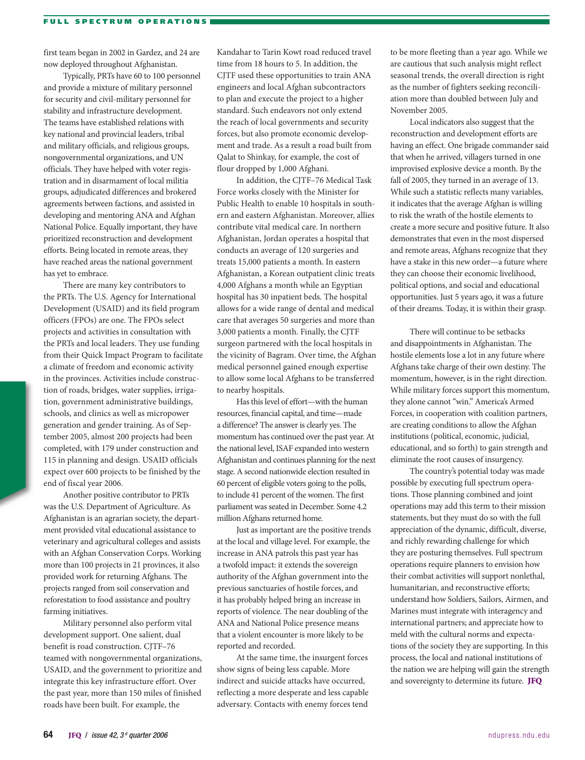first team began in 2002 in Gardez, and 24 are now deployed throughout Afghanistan.

Typically, PRTs have 60 to 100 personnel and provide a mixture of military personnel for security and civil-military personnel for stability and infrastructure development. The teams have established relations with key national and provincial leaders, tribal and military officials, and religious groups, nongovernmental organizations, and UN officials. They have helped with voter registration and in disarmament of local militia groups, adjudicated differences and brokered agreements between factions, and assisted in developing and mentoring ANA and Afghan National Police. Equally important, they have prioritized reconstruction and development efforts. Being located in remote areas, they have reached areas the national government has yet to embrace.

There are many key contributors to the PRTs. The U.S. Agency for International Development (USAID) and its field program officers (FPOs) are one. The FPOs select projects and activities in consultation with the PRTs and local leaders. They use funding from their Quick Impact Program to facilitate a climate of freedom and economic activity in the provinces. Activities include construction of roads, bridges, water supplies, irrigation, government administrative buildings, schools, and clinics as well as micropower generation and gender training. As of September 2005, almost 200 projects had been completed, with 179 under construction and 115 in planning and design. USAID officials expect over 600 projects to be finished by the end of fiscal year 2006.

Another positive contributor to PRTs was the U.S. Department of Agriculture. As Afghanistan is an agrarian society, the department provided vital educational assistance to veterinary and agricultural colleges and assists with an Afghan Conservation Corps. Working more than 100 projects in 21 provinces, it also provided work for returning Afghans. The projects ranged from soil conservation and reforestation to food assistance and poultry farming initiatives.

Military personnel also perform vital development support. One salient, dual benefit is road construction. CJTF–76 teamed with nongovernmental organizations, USAID, and the government to prioritize and integrate this key infrastructure effort. Over the past year, more than 150 miles of finished roads have been built. For example, the Kandahar to Tarin Kowt road reduced travel time from 18 hours to 5. In addition, the CJTF used these opportunities to train ANA engineers and local Afghan subcontractors to plan and execute the project to a higher standard. Such endeavors not only extend the reach of local governments and security forces, but also promote economic development and trade. As a result a road built from Qalat to Shinkay, for example, the cost of flour dropped by 1,000 Afghani.

In addition, the CJTF–76 Medical Task Force works closely with the Minister for Public Health to enable 10 hospitals in southern and eastern Afghanistan. Moreover, allies contribute vital medical care. In northern Afghanistan, Jordan operates a hospital that conducts an average of 120 surgeries and treats 15,000 patients a month. In eastern Afghanistan, a Korean outpatient clinic treats 4,000 Afghans a month while an Egyptian hospital has 30 inpatient beds. The hospital allows for a wide range of dental and medical care that averages 50 surgeries and more than 3,000 patients a month. Finally, the CJTF surgeon partnered with the local hospitals in the vicinity of Bagram. Over time, the Afghan medical personnel gained enough expertise to allow some local Afghans to be transferred to nearby hospitals.

Has this level of effort—with the human resources, financial capital, and time—made a difference? The answer is clearly yes. The momentum has continued over the past year. At the national level, ISAF expanded into western Afghanistan and continues planning for the next stage. A second nationwide election resulted in 60 percent of eligible voters going to the polls, to include 41 percent of the women. The first parliament was seated in December. Some 4.2 million Afghans returned home.

Just as important are the positive trends at the local and village level. For example, the increase in ANA patrols this past year has a twofold impact: it extends the sovereign authority of the Afghan government into the previous sanctuaries of hostile forces, and it has probably helped bring an increase in reports of violence. The near doubling of the ANA and National Police presence means that a violent encounter is more likely to be reported and recorded.

At the same time, the insurgent forces show signs of being less capable. More indirect and suicide attacks have occurred, reflecting a more desperate and less capable adversary. Contacts with enemy forces tend to be more fleeting than a year ago. While we are cautious that such analysis might reflect seasonal trends, the overall direction is right as the number of fighters seeking reconciliation more than doubled between July and November 2005.

Local indicators also suggest that the reconstruction and development efforts are having an effect. One brigade commander said that when he arrived, villagers turned in one improvised explosive device a month. By the fall of 2005, they turned in an average of 13. While such a statistic reflects many variables, it indicates that the average Afghan is willing to risk the wrath of the hostile elements to create a more secure and positive future. It also demonstrates that even in the most dispersed and remote areas, Afghans recognize that they have a stake in this new order—a future where they can choose their economic livelihood, political options, and social and educational opportunities. Just 5 years ago, it was a future of their dreams. Today, it is within their grasp.

There will continue to be setbacks and disappointments in Afghanistan. The hostile elements lose a lot in any future where Afghans take charge of their own destiny. The momentum, however, is in the right direction. While military forces support this momentum, they alone cannot "win." America's Armed Forces, in cooperation with coalition partners, are creating conditions to allow the Afghan institutions (political, economic, judicial, educational, and so forth) to gain strength and eliminate the root causes of insurgency.

The country's potential today was made possible by executing full spectrum operations. Those planning combined and joint operations may add this term to their mission statements, but they must do so with the full appreciation of the dynamic, difficult, diverse, and richly rewarding challenge for which they are posturing themselves. Full spectrum operations require planners to envision how their combat activities will support nonlethal, humanitarian, and reconstructive efforts; understand how Soldiers, Sailors, Airmen, and Marines must integrate with interagency and international partners; and appreciate how to meld with the cultural norms and expectations of the society they are supporting. In this process, the local and national institutions of the nation we are helping will gain the strength and sovereignty to determine its future. **JFQ**